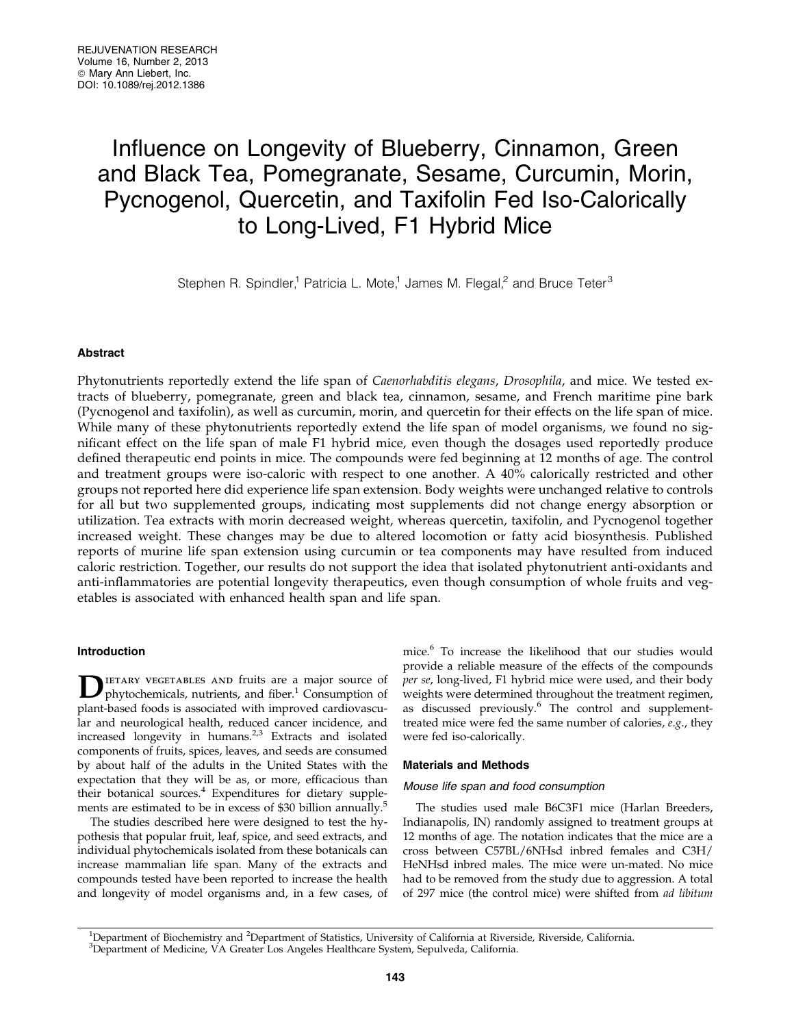# Influence on Longevity of Blueberry, Cinnamon, Green and Black Tea, Pomegranate, Sesame, Curcumin, Morin, Pycnogenol, Quercetin, and Taxifolin Fed Iso-Calorically to Long-Lived, F1 Hybrid Mice

Stephen R. Spindler,[1] Patricia L. Mote,[1] James M. Flegal,[2] and Bruce Teter[3]

## Abstract

Phytonutrients reportedly extend the life span of *Caenorhabditis elegans*, *Drosophila*, and mice. We tested extracts of blueberry, pomegranate, green and black tea, cinnamon, sesame, and French maritime pine bark (Pycnogenol and taxifolin), as well as curcumin, morin, and quercetin for their effects on the life span of mice. While many of these phytonutrients reportedly extend the life span of model organisms, we found no significant effect on the life span of male F1 hybrid mice, even though the dosages used reportedly produce defined therapeutic end points in mice. The compounds were fed beginning at 12 months of age. The control and treatment groups were iso-caloric with respect to one another. A 40% calorically restricted and other groups not reported here did experience life span extension. Body weights were unchanged relative to controls for all but two supplemented groups, indicating most supplements did not change energy absorption or utilization. Tea extracts with morin decreased weight, whereas quercetin, taxifolin, and Pycnogenol together increased weight. These changes may be due to altered locomotion or fatty acid biosynthesis. Published reports of murine life span extension using curcumin or tea components may have resulted from induced caloric restriction. Together, our results do not support the idea that isolated phytonutrient anti-oxidants and anti-inflammatories are potential longevity therapeutics, even though consumption of whole fruits and vegetables is associated with enhanced health span and life span.

## Introduction

Dietary vegetables and fruits are a major source of phytochemicals, nutrients, and fiber.[1] Consumption of plant-based foods is associated with improved cardiovascular and neurological health, reduced cancer incidence, and increased longevity in humans.[2,3] Extracts and isolated components of fruits, spices, leaves, and seeds are consumed by about half of the adults in the United States with the expectation that they will be as, or more, efficacious than their botanical sources.[4] Expenditures for dietary supplements are estimated to be in excess of $30 billion annually.[5]

The studies described here were designed to test the hypothesis that popular fruit, leaf, spice, and seed extracts, and individual phytochemicals isolated from these botanicals can increase mammalian life span. Many of the extracts and compounds tested have been reported to increase the health and longevity of model organisms and, in a few cases, of mice.[6] To increase the likelihood that our studies would provide a reliable measure of the effects of the compounds *per se*, long-lived, F1 hybrid mice were used, and their body weights were determined throughout the treatment regimen, as discussed previously.[6] The control and supplement-treated mice were fed the same number of calories, *e.g.*, they were fed iso-calorically.

## Materials and Methods

### Mouse life span and food consumption

The studies used male B6C3F1 mice (Harlan Breeders, Indianapolis, IN) randomly assigned to treatment groups at 12 months of age. The notation indicates that the mice are a cross between C57BL/6NHsd inbred females and C3H/HeNHsd inbred males. The mice were un-mated. No mice had to be removed from the study due to aggression. A total of 297 mice (the control mice) were shifted from *ad libitum*

[1]Department of Biochemistry and [2]Department of Statistics, University of California at Riverside, Riverside, California.
[3]Department of Medicine, VA Greater Los Angeles Healthcare System, Sepulveda, California.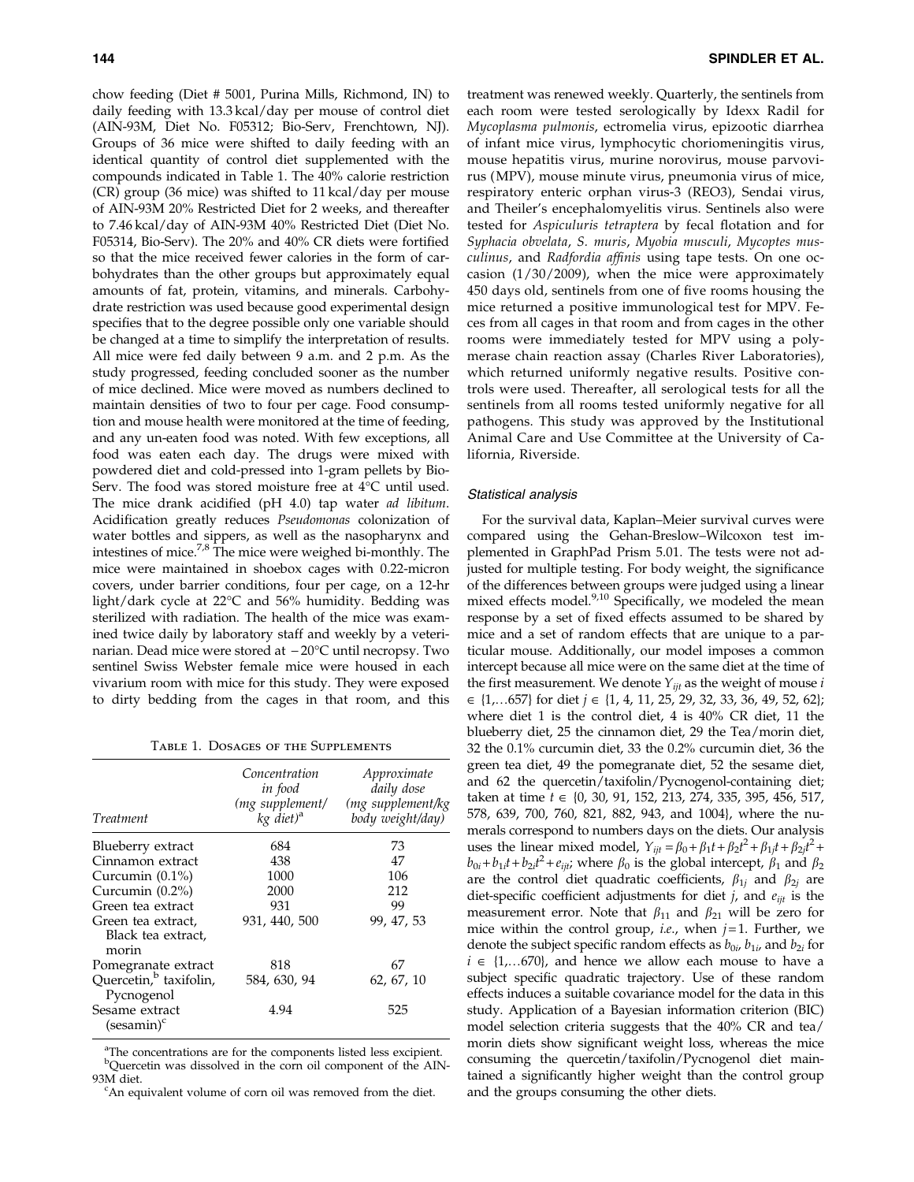chow feeding (Diet # 5001, Purina Mills, Richmond, IN) to daily feeding with 13.3 kcal/day per mouse of control diet (AIN-93M, Diet No. F05312; Bio-Serv, Frenchtown, NJ). Groups of 36 mice were shifted to daily feeding with an identical quantity of control diet supplemented with the compounds indicated in Table 1. The 40% calorie restriction (CR) group (36 mice) was shifted to 11 kcal/day per mouse of AIN-93M 20% Restricted Diet for 2 weeks, and thereafter to 7.46 kcal/day of AIN-93M 40% Restricted Diet (Diet No. F05314, Bio-Serv). The 20% and 40% CR diets were fortified so that the mice received fewer calories in the form of carbohydrates than the other groups but approximately equal amounts of fat, protein, vitamins, and minerals. Carbohydrate restriction was used because good experimental design specifies that to the degree possible only one variable should be changed at a time to simplify the interpretation of results. All mice were fed daily between 9 a.m. and 2 p.m. As the study progressed, feeding concluded sooner as the number of mice declined. Mice were moved as numbers declined to maintain densities of two to four per cage. Food consumption and mouse health were monitored at the time of feeding, and any un-eaten food was noted. With few exceptions, all food was eaten each day. The drugs were mixed with powdered diet and cold-pressed into 1-gram pellets by Bio-Serv. The food was stored moisture free at 4°C until used. The mice drank acidified (pH 4.0) tap water *ad libitum*. Acidification greatly reduces *Pseudomonas* colonization of water bottles and sippers, as well as the nasopharynx and intestines of mice.[7,8] The mice were weighed bi-monthly. The mice were maintained in shoebox cages with 0.22-micron covers, under barrier conditions, four per cage, on a 12-hr light/dark cycle at 22°C and 56% humidity. Bedding was sterilized with radiation. The health of the mice was examined twice daily by laboratory staff and weekly by a veterinarian. Dead mice were stored at −20°C until necropsy. Two sentinel Swiss Webster female mice were housed in each vivarium room with mice for this study. They were exposed to dirty bedding from the cages in that room, and this treatment was renewed weekly. Quarterly, the sentinels from each room were tested serologically by Idexx Radil for *Mycoplasma pulmonis*, ectromelia virus, epizootic diarrhea of infant mice virus, lymphocytic choriomeningitis virus, mouse hepatitis virus, murine norovirus, mouse parvovirus (MPV), mouse minute virus, pneumonia virus of mice, respiratory enteric orphan virus-3 (REO3), Sendai virus, and Theiler's encephalomyelitis virus. Sentinels also were tested for *Aspiculuris tetraptera* by fecal flotation and for *Syphacia obvelata*, *S. muris*, *Myobia musculi*, *Mycoptes musculinus*, and *Radfordia affinis* using tape tests. On one occasion (1/30/2009), when the mice were approximately 450 days old, sentinels from one of five rooms housing the mice returned a positive immunological test for MPV. Feces from all cages in that room and from cages in the other rooms were immediately tested for MPV using a polymerase chain reaction assay (Charles River Laboratories), which returned uniformly negative results. Positive controls were used. Thereafter, all serological tests for all the sentinels from all rooms tested uniformly negative for all pathogens. This study was approved by the Institutional Animal Care and Use Committee at the University of California, Riverside.

Table 1. Dosages of the Supplements

| Treatment | Concentration in food (mg supplement/kg diet)[a] | Approximate daily dose (mg supplement/kg body weight/day) |
|---|---|---|
| Blueberry extract | 684 | 73 |
| Cinnamon extract | 438 | 47 |
| Curcumin (0.1%) | 1000 | 106 |
| Curcumin (0.2%) | 2000 | 212 |
| Green tea extract | 931 | 99 |
| Green tea extract, Black tea extract, morin | 931, 440, 500 | 99, 47, 53 |
| Pomegranate extract | 818 | 67 |
| Quercetin,[b] taxifolin, Pycnogenol | 584, 630, 94 | 62, 67, 10 |
| Sesame extract (sesamin)[c] | 4.94 | 525 |

[a]The concentrations are for the components listed less excipient.
[b]Quercetin was dissolved in the corn oil component of the AIN-93M diet.
[c]An equivalent volume of corn oil was removed from the diet.

### Statistical analysis

For the survival data, Kaplan–Meier survival curves were compared using the Gehan-Breslow–Wilcoxon test implemented in GraphPad Prism 5.01. The tests were not adjusted for multiple testing. For body weight, the significance of the differences between groups were judged using a linear mixed effects model.[9,10] Specifically, we modeled the mean response by a set of fixed effects assumed to be shared by mice and a set of random effects that are unique to a particular mouse. Additionally, our model imposes a common intercept because all mice were on the same diet at the time of the first measurement. We denote $Y_{ijt}$ as the weight of mouse $i \in \{1,\ldots 657\}$ for diet $j \in \{1, 4, 11, 25, 29, 32, 33, 36, 49, 52, 62\}$; where diet 1 is the control diet, 4 is 40% CR diet, 11 the blueberry diet, 25 the cinnamon diet, 29 the Tea/morin diet, 32 the 0.1% curcumin diet, 33 the 0.2% curcumin diet, 36 the green tea diet, 49 the pomegranate diet, 52 the sesame diet, and 62 the quercetin/taxifolin/Pycnogenol-containing diet; taken at time $t \in \{0, 30, 91, 152, 213, 274, 335, 395, 456, 517, 578, 639, 700, 760, 821, 882, 943, \text{and } 1004\}$, where the numerals correspond to numbers days on the diets. Our analysis uses the linear mixed model, $Y_{ijt} = \beta_0 + \beta_1 t + \beta_2 t^2 + \beta_{1j} t + \beta_{2j} t^2 + b_{0i} + b_{1i} t + b_{2i} t^2 + e_{ijt}$; where $\beta_0$ is the global intercept, $\beta_1$ and $\beta_2$ are the control diet quadratic coefficients, $\beta_{1j}$ and $\beta_{2j}$ are diet-specific coefficient adjustments for diet $j$, and $e_{ijt}$ is the measurement error. Note that $\beta_{11}$ and $\beta_{21}$ will be zero for mice within the control group, *i.e.*, when $j = 1$. Further, we denote the subject specific random effects as $b_{0i}$, $b_{1i}$, and $b_{2i}$ for $i \in \{1,\ldots 670\}$, and hence we allow each mouse to have a subject specific quadratic trajectory. Use of these random effects induces a suitable covariance model for the data in this study. Application of a Bayesian information criterion (BIC) model selection criteria suggests that the 40% CR and tea/morin diets show significant weight loss, whereas the mice consuming the quercetin/taxifolin/Pycnogenol diet maintained a significantly higher weight than the control group and the groups consuming the other diets.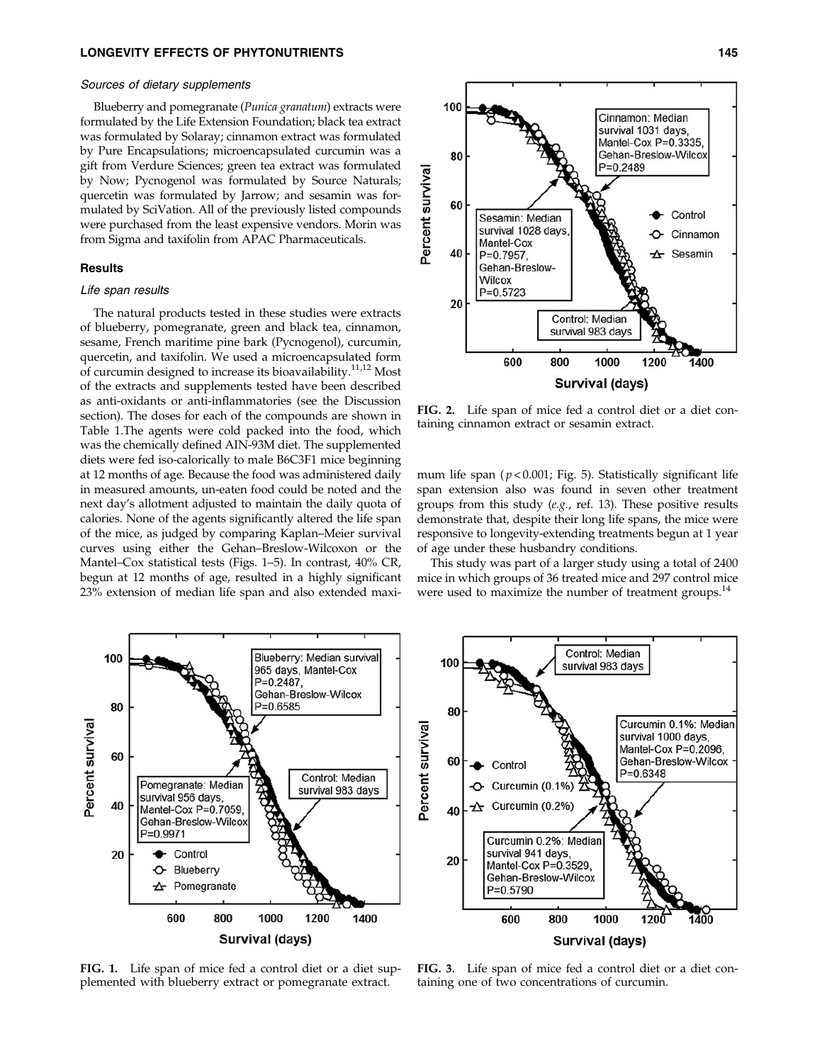*Sources of dietary supplements*

Blueberry and pomegranate (*Punica granatum*) extracts were formulated by the Life Extension Foundation; black tea extract was formulated by Solaray; cinnamon extract was formulated by Pure Encapsulations; microencapsulated curcumin was a gift from Verdure Sciences; green tea extract was formulated by Now; Pycnogenol was formulated by Source Naturals; quercetin was formulated by Jarrow; and sesamin was formulated by SciVation. All of the previously listed compounds were purchased from the least expensive vendors. Morin was from Sigma and taxifolin from APAC Pharmaceuticals.

## Results

*Life span results*

The natural products tested in these studies were extracts of blueberry, pomegranate, green and black tea, cinnamon, sesame, French maritime pine bark (Pycnogenol), curcumin, quercetin, and taxifolin. We used a microencapsulated form of curcumin designed to increase its bioavailability.[11,12] Most of the extracts and supplements tested have been described as anti-oxidants or anti-inflammatories (see the Discussion section). The doses for each of the compounds are shown in Table 1.The agents were cold packed into the food, which was the chemically defined AIN-93M diet. The supplemented diets were fed iso-calorically to male B6C3F1 mice beginning at 12 months of age. Because the food was administered daily in measured amounts, un-eaten food could be noted and the next day's allotment adjusted to maintain the daily quota of calories. None of the agents significantly altered the life span of the mice, as judged by comparing Kaplan–Meier survival curves using either the Gehan–Breslow-Wilcoxon or the Mantel–Cox statistical tests (Figs. 1–5). In contrast, 40% CR, begun at 12 months of age, resulted in a highly significant 23% extension of median life span and also extended maximum life span ($p < 0.001$; Fig. 5). Statistically significant life span extension also was found in seven other treatment groups from this study (*e.g.*, ref. 13). These positive results demonstrate that, despite their long life spans, the mice were responsive to longevity-extending treatments begun at 1 year of age under these husbandry conditions.

This study was part of a larger study using a total of 2400 mice in which groups of 36 treated mice and 297 control mice were used to maximize the number of treatment groups.[14]

**FIG. 2.** Life span of mice fed a control diet or a diet containing cinnamon extract or sesamin extract.

**FIG. 1.** Life span of mice fed a control diet or a diet supplemented with blueberry extract or pomegranate extract.

**FIG. 3.** Life span of mice fed a control diet or a diet containing one of two concentrations of curcumin.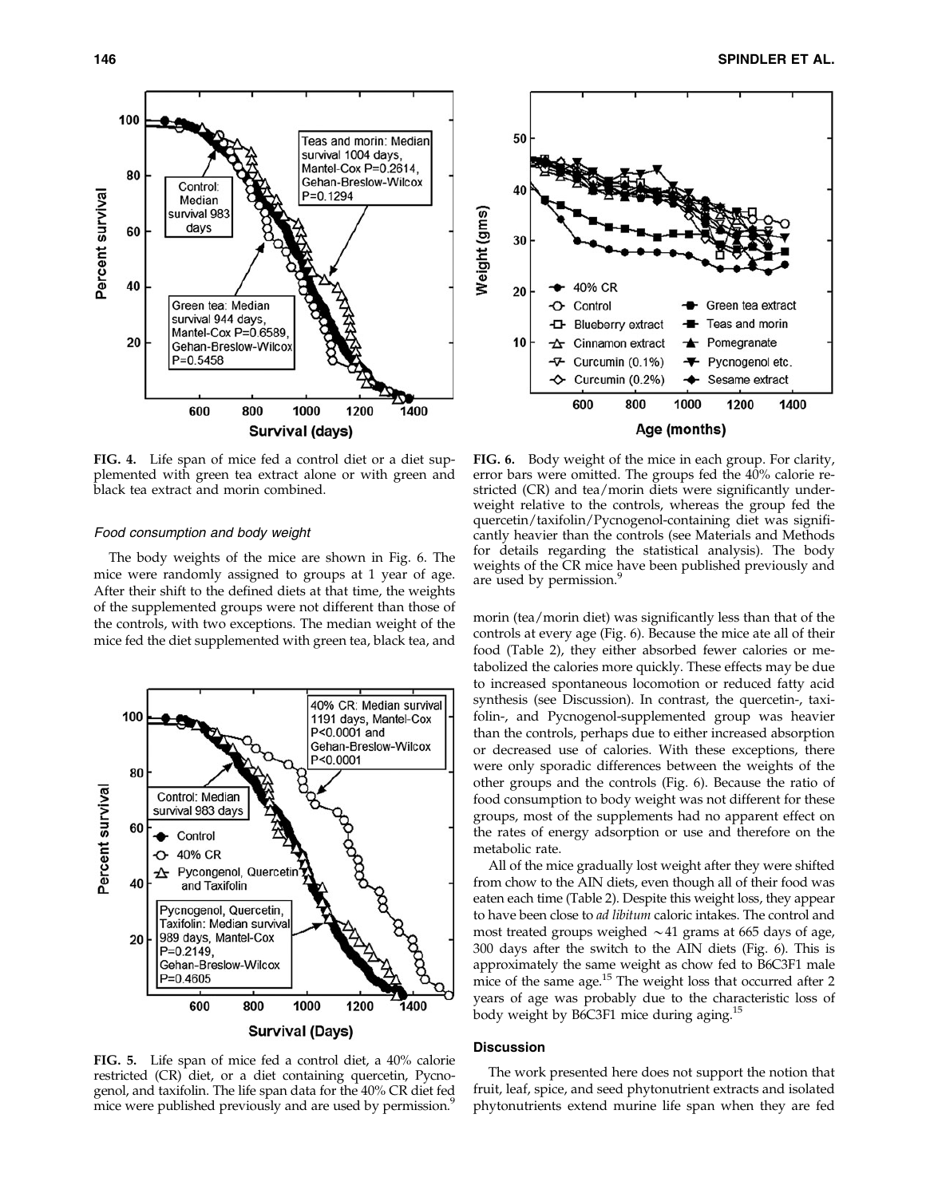FIG. 4. Life span of mice fed a control diet or a diet supplemented with green tea extract alone or with green and black tea extract and morin combined.

FIG. 6. Body weight of the mice in each group. For clarity, error bars were omitted. The groups fed the 40% calorie restricted (CR) and tea/morin diets were significantly underweight relative to the controls, whereas the group fed the quercetin/taxifolin/Pycnogenol-containing diet was significantly heavier than the controls (see Materials and Methods for details regarding the statistical analysis). The body weights of the CR mice have been published previously and are used by permission.[9]

### *Food consumption and body weight*

The body weights of the mice are shown in Fig. 6. The mice were randomly assigned to groups at 1 year of age. After their shift to the defined diets at that time, the weights of the supplemented groups were not different than those of the controls, with two exceptions. The median weight of the mice fed the diet supplemented with green tea, black tea, and morin (tea/morin diet) was significantly less than that of the controls at every age (Fig. 6). Because the mice ate all of their food (Table 2), they either absorbed fewer calories or metabolized the calories more quickly. These effects may be due to increased spontaneous locomotion or reduced fatty acid synthesis (see Discussion). In contrast, the quercetin-, taxifolin-, and Pycnogenol-supplemented group was heavier than the controls, perhaps due to either increased absorption or decreased use of calories. With these exceptions, there were only sporadic differences between the weights of the other groups and the controls (Fig. 6). Because the ratio of food consumption to body weight was not different for these groups, most of the supplements had no apparent effect on the rates of energy adsorption or use and therefore on the metabolic rate.

All of the mice gradually lost weight after they were shifted from chow to the AIN diets, even though all of their food was eaten each time (Table 2). Despite this weight loss, they appear to have been close to *ad libitum* caloric intakes. The control and most treated groups weighed ~41 grams at 665 days of age, 300 days after the switch to the AIN diets (Fig. 6). This is approximately the same weight as chow fed to B6C3F1 male mice of the same age.[15] The weight loss that occurred after 2 years of age was probably due to the characteristic loss of body weight by B6C3F1 mice during aging.[15]

FIG. 5. Life span of mice fed a control diet, a 40% calorie restricted (CR) diet, or a diet containing quercetin, Pycnogenol, and taxifolin. The life span data for the 40% CR diet fed mice were published previously and are used by permission.[9]

## Discussion

The work presented here does not support the notion that fruit, leaf, spice, and seed phytonutrient extracts and isolated phytonutrients extend murine life span when they are fed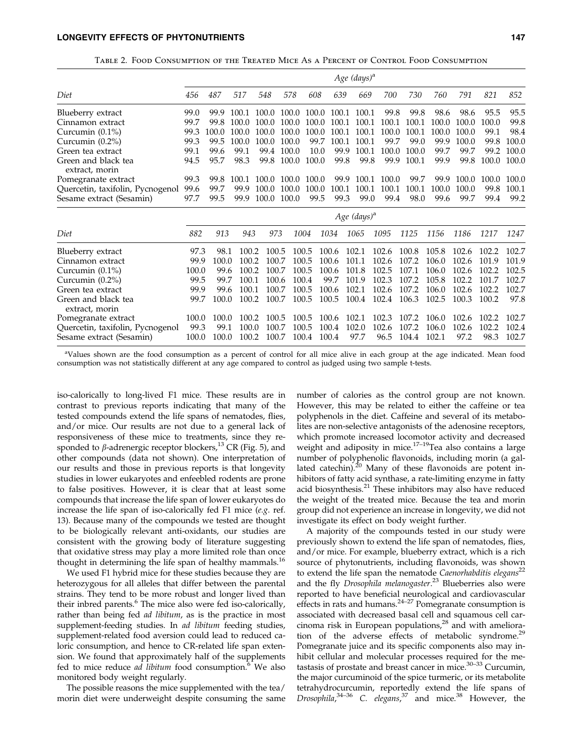Table 2. Food Consumption of the Treated Mice As a Percent of Control Food Consumption

| Diet | Age (days)[a] | | | | | | | | | | | | | |
|---|---|---|---|---|---|---|---|---|---|---|---|---|---|---|
| | 456 | 487 | 517 | 548 | 578 | 608 | 639 | 669 | 700 | 730 | 760 | 791 | 821 | 852 |
| Blueberry extract | 99.0 | 99.9 | 100.1 | 100.0 | 100.0 | 100.0 | 100.1 | 100.1 | 99.8 | 99.8 | 98.6 | 98.6 | 95.5 | 95.5 |
| Cinnamon extract | 99.7 | 99.8 | 100.0 | 100.0 | 100.0 | 100.0 | 100.1 | 100.1 | 100.1 | 100.1 | 100.0 | 100.0 | 100.0 | 99.8 |
| Curcumin (0.1%) | 99.3 | 100.0 | 100.0 | 100.0 | 100.0 | 100.0 | 100.1 | 100.1 | 100.0 | 100.1 | 100.0 | 100.0 | 99.1 | 98.4 |
| Curcumin (0.2%) | 99.3 | 99.5 | 100.0 | 100.0 | 100.0 | 99.7 | 100.1 | 100.1 | 99.7 | 99.0 | 99.9 | 100.0 | 99.8 | 100.0 |
| Green tea extract | 99.1 | 99.6 | 99.1 | 99.4 | 100.0 | 10.0 | 99.9 | 100.1 | 100.0 | 100.0 | 99.7 | 99.7 | 99.2 | 100.0 |
| Green and black tea extract, morin | 94.5 | 95.7 | 98.3 | 99.8 | 100.0 | 100.0 | 99.8 | 99.8 | 99.9 | 100.1 | 99.9 | 99.8 | 100.0 | 100.0 |
| Pomegranate extract | 99.3 | 99.8 | 100.1 | 100.0 | 100.0 | 100.0 | 99.9 | 100.1 | 100.0 | 99.7 | 99.9 | 100.0 | 100.0 | 100.0 |
| Quercetin, taxifolin, Pycnogenol | 99.6 | 99.7 | 99.9 | 100.0 | 100.0 | 100.0 | 100.1 | 100.1 | 100.1 | 100.1 | 100.0 | 100.0 | 99.8 | 100.1 |
| Sesame extract (Sesamin) | 97.7 | 99.5 | 99.9 | 100.0 | 100.0 | 99.5 | 99.3 | 99.0 | 99.4 | 98.0 | 99.6 | 99.7 | 99.4 | 99.2 |

| Diet | Age (days)[a] | | | | | | | | | | | | |
|---|---|---|---|---|---|---|---|---|---|---|---|---|---|
| | 882 | 913 | 943 | 973 | 1004 | 1034 | 1065 | 1095 | 1125 | 1156 | 1186 | 1217 | 1247 |
| Blueberry extract | 97.3 | 98.1 | 100.2 | 100.5 | 100.5 | 100.6 | 102.1 | 102.6 | 100.8 | 105.8 | 102.6 | 102.2 | 102.7 |
| Cinnamon extract | 99.9 | 100.0 | 100.2 | 100.7 | 100.5 | 100.6 | 101.1 | 102.6 | 107.2 | 106.0 | 102.6 | 101.9 | 101.9 |
| Curcumin (0.1%) | 100.0 | 99.6 | 100.2 | 100.7 | 100.5 | 100.6 | 101.8 | 102.5 | 107.1 | 106.0 | 102.6 | 102.2 | 102.5 |
| Curcumin (0.2%) | 99.5 | 99.7 | 100.1 | 100.6 | 100.4 | 99.7 | 101.9 | 102.3 | 107.2 | 105.8 | 102.2 | 101.7 | 102.7 |
| Green tea extract | 99.9 | 99.6 | 100.1 | 100.7 | 100.5 | 100.6 | 102.1 | 102.6 | 107.2 | 106.0 | 102.6 | 102.2 | 102.7 |
| Green and black tea extract, morin | 99.7 | 100.0 | 100.2 | 100.7 | 100.5 | 100.5 | 100.4 | 102.4 | 106.3 | 102.5 | 100.3 | 100.2 | 97.8 |
| Pomegranate extract | 100.0 | 100.0 | 100.2 | 100.5 | 100.5 | 100.6 | 102.1 | 102.3 | 107.2 | 106.0 | 102.6 | 102.2 | 102.7 |
| Quercetin, taxifolin, Pycnogenol | 99.3 | 99.1 | 100.0 | 100.7 | 100.5 | 100.4 | 102.0 | 102.6 | 107.2 | 106.0 | 102.6 | 102.2 | 102.4 |
| Sesame extract (Sesamin) | 100.0 | 100.0 | 100.2 | 100.7 | 100.4 | 100.4 | 97.7 | 96.5 | 104.4 | 102.1 | 97.2 | 98.3 | 102.7 |

[a]Values shown are the food consumption as a percent of control for all mice alive in each group at the age indicated. Mean food consumption was not statistically different at any age compared to control as judged using two sample t-tests.

iso-calorically to long-lived F1 mice. These results are in contrast to previous reports indicating that many of the tested compounds extend the life spans of nematodes, flies, and/or mice. Our results are not due to a general lack of responsiveness of these mice to treatments, since they responded to $\beta$-adrenergic receptor blockers,[13] CR (Fig. 5), and other compounds (data not shown). One interpretation of our results and those in previous reports is that longevity studies in lower eukaryotes and enfeebled rodents are prone to false positives. However, it is clear that at least some compounds that increase the life span of lower eukaryotes do increase the life span of iso-calorically fed F1 mice (*e.g*. ref. 13). Because many of the compounds we tested are thought to be biologically relevant anti-oxidants, our studies are consistent with the growing body of literature suggesting that oxidative stress may play a more limited role than once thought in determining the life span of healthy mammals.[16]

We used F1 hybrid mice for these studies because they are heterozygous for all alleles that differ between the parental strains. They tend to be more robust and longer lived than their inbred parents.[6] The mice also were fed iso-calorically, rather than being fed *ad libitum*, as is the practice in most supplement-feeding studies. In *ad libitum* feeding studies, supplement-related food aversion could lead to reduced caloric consumption, and hence to CR-related life span extension. We found that approximately half of the supplements fed to mice reduce *ad libitum* food consumption.[6] We also monitored body weight regularly.

The possible reasons the mice supplemented with the tea/morin diet were underweight despite consuming the same number of calories as the control group are not known. However, this may be related to either the caffeine or tea polyphenols in the diet. Caffeine and several of its metabolites are non-selective antagonists of the adenosine receptors, which promote increased locomotor activity and decreased weight and adiposity in mice.[17–19]Tea also contains a large number of polyphenolic flavonoids, including morin (a gallated catechin).[20] Many of these flavonoids are potent inhibitors of fatty acid synthase, a rate-limiting enzyme in fatty acid biosynthesis.[21] These inhibitors may also have reduced the weight of the treated mice. Because the tea and morin group did not experience an increase in longevity, we did not investigate its effect on body weight further.

A majority of the compounds tested in our study were previously shown to extend the life span of nematodes, flies, and/or mice. For example, blueberry extract, which is a rich source of phytonutrients, including flavonoids, was shown to extend the life span the nematode *Caenorhabditis elegans*[22] and the fly *Drosophila melanogaster*.[23] Blueberries also were reported to have beneficial neurological and cardiovascular effects in rats and humans.[24–27] Pomegranate consumption is associated with decreased basal cell and squamous cell carcinoma risk in European populations,[28] and with amelioration of the adverse effects of metabolic syndrome.[29] Pomegranate juice and its specific components also may inhibit cellular and molecular processes required for the metastasis of prostate and breast cancer in mice.[30–33] Curcumin, the major curcuminoid of the spice turmeric, or its metabolite tetrahydrocurcumin, reportedly extend the life spans of *Drosophila*,[34–36] *C. elegans*,[37] and mice.[38] However, the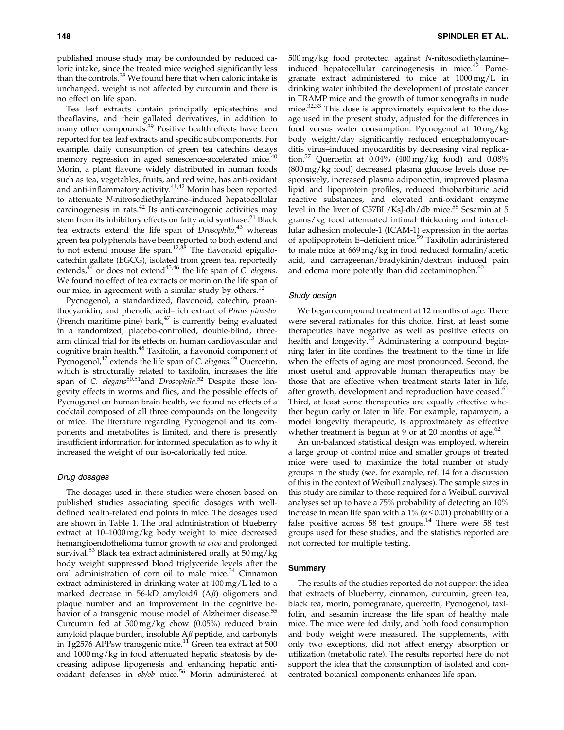published mouse study may be confounded by reduced caloric intake, since the treated mice weighed significantly less than the controls.[38] We found here that when caloric intake is unchanged, weight is not affected by curcumin and there is no effect on life span.

Tea leaf extracts contain principally epicatechins and theaflavins, and their gallated derivatives, in addition to many other compounds.[39] Positive health effects have been reported for tea leaf extracts and specific subcomponents. For example, daily consumption of green tea catechins delays memory regression in aged senescence-accelerated mice.[40] Morin, a plant flavone widely distributed in human foods such as tea, vegetables, fruits, and red wine, has anti-oxidant and anti-inflammatory activity.[41,42] Morin has been reported to attenuate *N*-nitrosodiethylamine–induced hepatocellular carcinogenesis in rats.[42] Its anti-carcinogenic activities may stem from its inhibitory effects on fatty acid synthase.[21] Black tea extracts extend the life span of *Drosophila*,[43] whereas green tea polyphenols have been reported to both extend and to not extend mouse life span.[12,38] The flavonoid epigallocatechin gallate (EGCG), isolated from green tea, reportedly extends,[44] or does not extend[45,46] the life span of *C. elegans*. We found no effect of tea extracts or morin on the life span of our mice, in agreement with a similar study by others.[12]

Pycnogenol, a standardized, flavonoid, catechin, proanthocyanidin, and phenolic acid–rich extract of *Pinus pinaster* (French maritime pine) bark,[47] is currently being evaluated in a randomized, placebo-controlled, double-blind, three-arm clinical trial for its effects on human cardiovascular and cognitive brain health.[48] Taxifolin, a flavonoid component of Pycnogenol,[47] extends the life span of *C. elegans*.[49] Quercetin, which is structurally related to taxifolin, increases the life span of *C. elegans*[50,51] and *Drosophila*.[52] Despite these longevity effects in worms and flies, and the possible effects of Pycnogenol on human brain health, we found no effects of a cocktail composed of all three compounds on the longevity of mice. The literature regarding Pycnogenol and its components and metabolites is limited, and there is presently insufficient information for informed speculation as to why it increased the weight of our iso-calorically fed mice.

### Drug dosages

The dosages used in these studies were chosen based on published studies associating specific dosages with well-defined health-related end points in mice. The dosages used are shown in Table 1. The oral administration of blueberry extract at 10–1000 mg/kg body weight to mice decreased hemangioendothelioma tumor growth *in vivo* and prolonged survival.[53] Black tea extract administered orally at 50 mg/kg body weight suppressed blood triglyceride levels after the oral administration of corn oil to male mice.[54] Cinnamon extract administered in drinking water at 100 mg/L led to a marked decrease in 56-kD amyloid$\beta$ (A$\beta$) oligomers and plaque number and an improvement in the cognitive behavior of a transgenic mouse model of Alzheimer disease.[55] Curcumin fed at 500 mg/kg chow (0.05%) reduced brain amyloid plaque burden, insoluble A$\beta$ peptide, and carbonyls in Tg2576 APPsw transgenic mice.[11] Green tea extract at 500 and 1000 mg/kg in food attenuated hepatic steatosis by decreasing adipose lipogenesis and enhancing hepatic anti-oxidant defenses in *ob/ob* mice.[56] Morin administered at 500 mg/kg food protected against *N*-nitosodiethylamine–induced hepatocellular carcinogenesis in mice.[42] Pomegranate extract administered to mice at 1000 mg/L in drinking water inhibited the development of prostate cancer in TRAMP mice and the growth of tumor xenografts in nude mice.[32,33] This dose is approximately equivalent to the dosage used in the present study, adjusted for the differences in food versus water consumption. Pycnogenol at 10 mg/kg body weight/day significantly reduced encephalomyocarditis virus–induced myocarditis by decreasing viral replication.[57] Quercetin at 0.04% (400 mg/kg food) and 0.08% (800 mg/kg food) decreased plasma glucose levels dose responsively, increased plasma adiponectin, improved plasma lipid and lipoprotein profiles, reduced thiobarbituric acid reactive substances, and elevated anti-oxidant enzyme level in the liver of C57BL/KsJ-db/db mice.[58] Sesamin at 5 grams/kg food attenuated intimal thickening and intercellular adhesion molecule-1 (ICAM-1) expression in the aortas of apolipoprotein E–deficient mice.[59] Taxifolin administered to male mice at 669 mg/kg in food reduced formalin/acetic acid, and carrageenan/bradykinin/dextran induced pain and edema more potently than did acetaminophen.[60]

### Study design

We began compound treatment at 12 months of age. There were several rationales for this choice. First, at least some therapeutics have negative as well as positive effects on health and longevity.[13] Administering a compound beginning later in life confines the treatment to the time in life when the effects of aging are most pronounced. Second, the most useful and approvable human therapeutics may be those that are effective when treatment starts later in life, after growth, development and reproduction have ceased.[61] Third, at least some therapeutics are equally effective whether begun early or later in life. For example, rapamycin, a model longevity therapeutic, is approximately as effective whether treatment is begun at 9 or at 20 months of age.[62]

An un-balanced statistical design was employed, wherein a large group of control mice and smaller groups of treated mice were used to maximize the total number of study groups in the study (see, for example, ref. 14 for a discussion of this in the context of Weibull analyses). The sample sizes in this study are similar to those required for a Weibull survival analyses set up to have a 75% probability of detecting an 10% increase in mean life span with a 1% ($\alpha \leq 0.01$) probability of a false positive across 58 test groups.[14] There were 58 test groups used for these studies, and the statistics reported are not corrected for multiple testing.

## Summary

The results of the studies reported do not support the idea that extracts of blueberry, cinnamon, curcumin, green tea, black tea, morin, pomegranate, quercetin, Pycnogenol, taxifolin, and sesamin increase the life span of healthy male mice. The mice were fed daily, and both food consumption and body weight were measured. The supplements, with only two exceptions, did not affect energy absorption or utilization (metabolic rate). The results reported here do not support the idea that the consumption of isolated and concentrated botanical components enhances life span.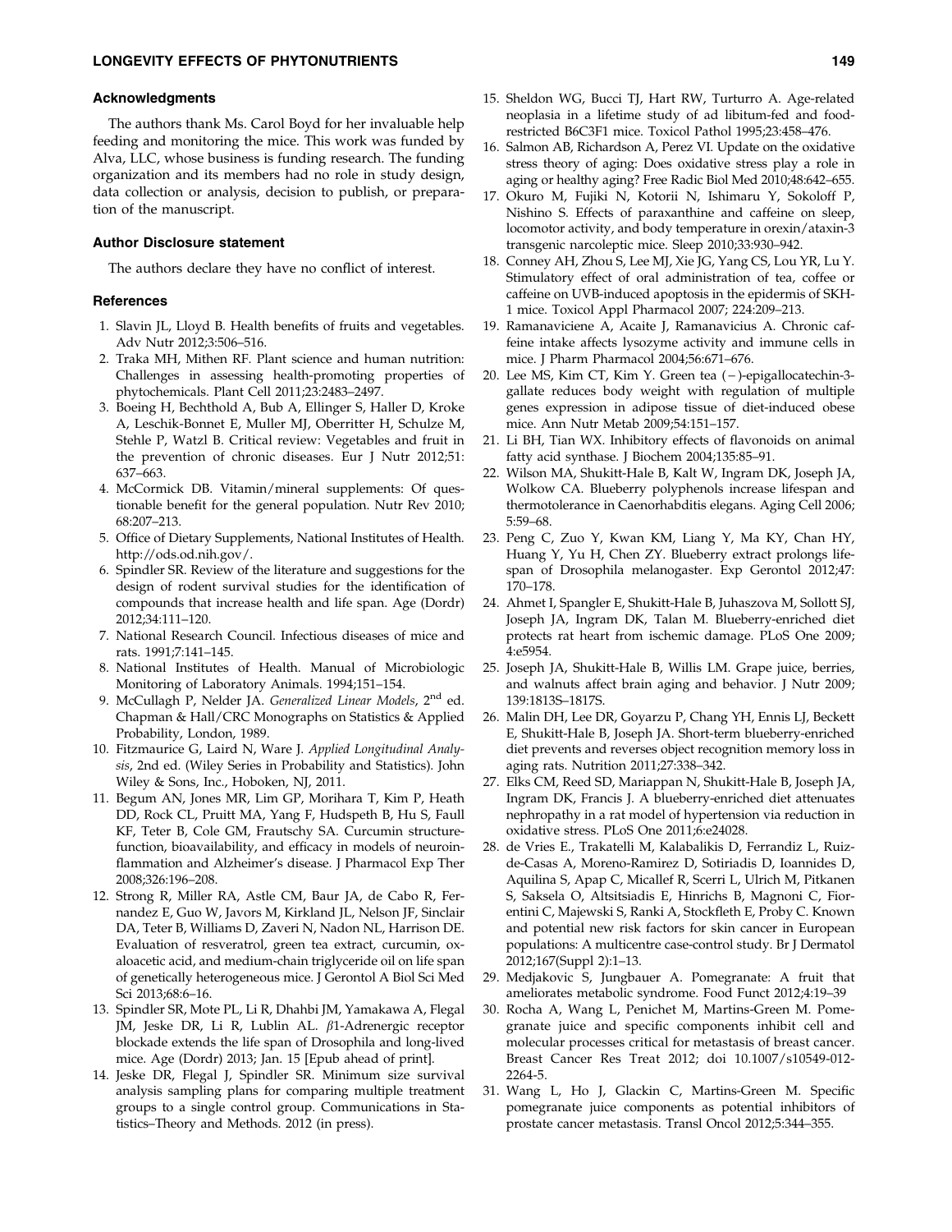### Acknowledgments

The authors thank Ms. Carol Boyd for her invaluable help feeding and monitoring the mice. This work was funded by Alva, LLC, whose business is funding research. The funding organization and its members had no role in study design, data collection or analysis, decision to publish, or preparation of the manuscript.

### Author Disclosure statement

The authors declare they have no conflict of interest.

### References

1. Slavin JL, Lloyd B. Health benefits of fruits and vegetables. Adv Nutr 2012;3:506–516.
2. Traka MH, Mithen RF. Plant science and human nutrition: Challenges in assessing health-promoting properties of phytochemicals. Plant Cell 2011;23:2483–2497.
3. Boeing H, Bechthold A, Bub A, Ellinger S, Haller D, Kroke A, Leschik-Bonnet E, Muller MJ, Oberritter H, Schulze M, Stehle P, Watzl B. Critical review: Vegetables and fruit in the prevention of chronic diseases. Eur J Nutr 2012;51: 637–663.
4. McCormick DB. Vitamin/mineral supplements: Of questionable benefit for the general population. Nutr Rev 2010; 68:207–213.
5. Office of Dietary Supplements, National Institutes of Health. http://ods.od.nih.gov/.
6. Spindler SR. Review of the literature and suggestions for the design of rodent survival studies for the identification of compounds that increase health and life span. Age (Dordr) 2012;34:111–120.
7. National Research Council. Infectious diseases of mice and rats. 1991;7:141–145.
8. National Institutes of Health. Manual of Microbiologic Monitoring of Laboratory Animals. 1994;151–154.
9. McCullagh P, Nelder JA. *Generalized Linear Models*, 2nd ed. Chapman & Hall/CRC Monographs on Statistics & Applied Probability, London, 1989.
10. Fitzmaurice G, Laird N, Ware J. *Applied Longitudinal Analysis*, 2nd ed. (Wiley Series in Probability and Statistics). John Wiley & Sons, Inc., Hoboken, NJ, 2011.
11. Begum AN, Jones MR, Lim GP, Morihara T, Kim P, Heath DD, Rock CL, Pruitt MA, Yang F, Hudspeth B, Hu S, Faull KF, Teter B, Cole GM, Frautschy SA. Curcumin structure-function, bioavailability, and efficacy in models of neuroinflammation and Alzheimer's disease. J Pharmacol Exp Ther 2008;326:196–208.
12. Strong R, Miller RA, Astle CM, Baur JA, de Cabo R, Fernandez E, Guo W, Javors M, Kirkland JL, Nelson JF, Sinclair DA, Teter B, Williams D, Zaveri N, Nadon NL, Harrison DE. Evaluation of resveratrol, green tea extract, curcumin, oxaloacetic acid, and medium-chain triglyceride oil on life span of genetically heterogeneous mice. J Gerontol A Biol Sci Med Sci 2013;68:6–16.
13. Spindler SR, Mote PL, Li R, Dhahbi JM, Yamakawa A, Flegal JM, Jeske DR, Li R, Lublin AL. β1-Adrenergic receptor blockade extends the life span of Drosophila and long-lived mice. Age (Dordr) 2013; Jan. 15 [Epub ahead of print].
14. Jeske DR, Flegal J, Spindler SR. Minimum size survival analysis sampling plans for comparing multiple treatment groups to a single control group. Communications in Statistics–Theory and Methods. 2012 (in press).
15. Sheldon WG, Bucci TJ, Hart RW, Turturro A. Age-related neoplasia in a lifetime study of ad libitum-fed and food-restricted B6C3F1 mice. Toxicol Pathol 1995;23:458–476.
16. Salmon AB, Richardson A, Perez VI. Update on the oxidative stress theory of aging: Does oxidative stress play a role in aging or healthy aging? Free Radic Biol Med 2010;48:642–655.
17. Okuro M, Fujiki N, Kotorii N, Ishimaru Y, Sokoloff P, Nishino S. Effects of paraxanthine and caffeine on sleep, locomotor activity, and body temperature in orexin/ataxin-3 transgenic narcoleptic mice. Sleep 2010;33:930–942.
18. Conney AH, Zhou S, Lee MJ, Xie JG, Yang CS, Lou YR, Lu Y. Stimulatory effect of oral administration of tea, coffee or caffeine on UVB-induced apoptosis in the epidermis of SKH-1 mice. Toxicol Appl Pharmacol 2007; 224:209–213.
19. Ramanaviciene A, Acaite J, Ramanavicius A. Chronic caffeine intake affects lysozyme activity and immune cells in mice. J Pharm Pharmacol 2004;56:671–676.
20. Lee MS, Kim CT, Kim Y. Green tea (−)-epigallocatechin-3-gallate reduces body weight with regulation of multiple genes expression in adipose tissue of diet-induced obese mice. Ann Nutr Metab 2009;54:151–157.
21. Li BH, Tian WX. Inhibitory effects of flavonoids on animal fatty acid synthase. J Biochem 2004;135:85–91.
22. Wilson MA, Shukitt-Hale B, Kalt W, Ingram DK, Joseph JA, Wolkow CA. Blueberry polyphenols increase lifespan and thermotolerance in Caenorhabditis elegans. Aging Cell 2006; 5:59–68.
23. Peng C, Zuo Y, Kwan KM, Liang Y, Ma KY, Chan HY, Huang Y, Yu H, Chen ZY. Blueberry extract prolongs lifespan of Drosophila melanogaster. Exp Gerontol 2012;47: 170–178.
24. Ahmet I, Spangler E, Shukitt-Hale B, Juhaszova M, Sollott SJ, Joseph JA, Ingram DK, Talan M. Blueberry-enriched diet protects rat heart from ischemic damage. PLoS One 2009; 4:e5954.
25. Joseph JA, Shukitt-Hale B, Willis LM. Grape juice, berries, and walnuts affect brain aging and behavior. J Nutr 2009; 139:1813S–1817S.
26. Malin DH, Lee DR, Goyarzu P, Chang YH, Ennis LJ, Beckett E, Shukitt-Hale B, Joseph JA. Short-term blueberry-enriched diet prevents and reverses object recognition memory loss in aging rats. Nutrition 2011;27:338–342.
27. Elks CM, Reed SD, Mariappan N, Shukitt-Hale B, Joseph JA, Ingram DK, Francis J. A blueberry-enriched diet attenuates nephropathy in a rat model of hypertension via reduction in oxidative stress. PLoS One 2011;6:e24028.
28. de Vries E., Trakatelli M, Kalabalikis D, Ferrandiz L, Ruiz-de-Casas A, Moreno-Ramirez D, Sotiriadis D, Ioannides D, Aquilina S, Apap C, Micallef R, Scerri L, Ulrich M, Pitkanen S, Saksela O, Altsitsiadis E, Hinrichs B, Magnoni C, Fiorentini C, Majewski S, Ranki A, Stockfleth E, Proby C. Known and potential new risk factors for skin cancer in European populations: A multicentre case-control study. Br J Dermatol 2012;167(Suppl 2):1–13.
29. Medjakovic S, Jungbauer A. Pomegranate: A fruit that ameliorates metabolic syndrome. Food Funct 2012;4:19–39
30. Rocha A, Wang L, Penichet M, Martins-Green M. Pomegranate juice and specific components inhibit cell and molecular processes critical for metastasis of breast cancer. Breast Cancer Res Treat 2012; doi 10.1007/s10549-012-2264-5.
31. Wang L, Ho J, Glackin C, Martins-Green M. Specific pomegranate juice components as potential inhibitors of prostate cancer metastasis. Transl Oncol 2012;5:344–355.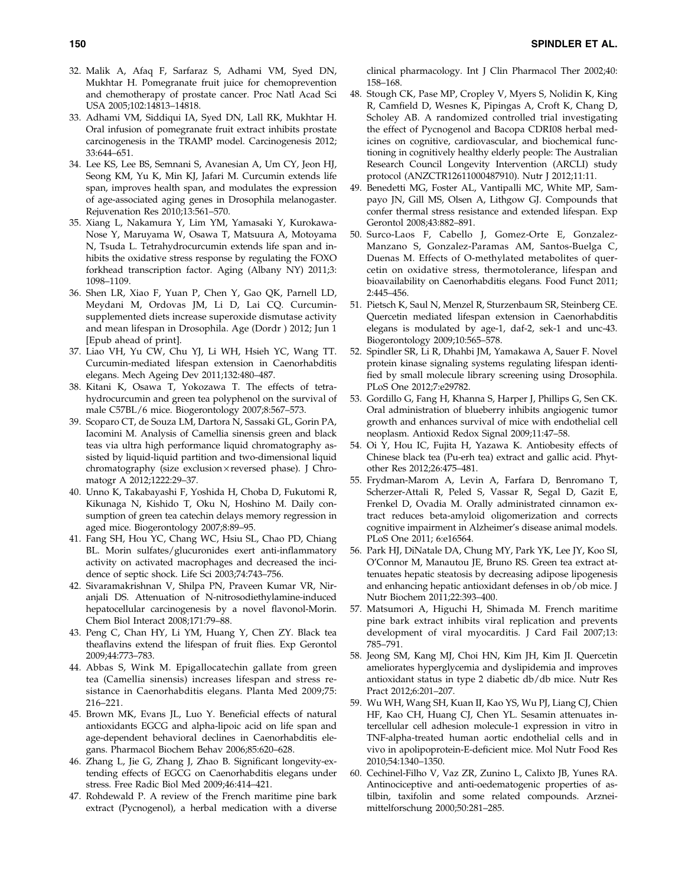32. Malik A, Afaq F, Sarfaraz S, Adhami VM, Syed DN, Mukhtar H. Pomegranate fruit juice for chemoprevention and chemotherapy of prostate cancer. Proc Natl Acad Sci USA 2005;102:14813–14818.
33. Adhami VM, Siddiqui IA, Syed DN, Lall RK, Mukhtar H. Oral infusion of pomegranate fruit extract inhibits prostate carcinogenesis in the TRAMP model. Carcinogenesis 2012; 33:644–651.
34. Lee KS, Lee BS, Semnani S, Avanesian A, Um CY, Jeon HJ, Seong KM, Yu K, Min KJ, Jafari M. Curcumin extends life span, improves health span, and modulates the expression of age-associated aging genes in Drosophila melanogaster. Rejuvenation Res 2010;13:561–570.
35. Xiang L, Nakamura Y, Lim YM, Yamasaki Y, Kurokawa-Nose Y, Maruyama W, Osawa T, Matsuura A, Motoyama N, Tsuda L. Tetrahydrocurcumin extends life span and inhibits the oxidative stress response by regulating the FOXO forkhead transcription factor. Aging (Albany NY) 2011;3: 1098–1109.
36. Shen LR, Xiao F, Yuan P, Chen Y, Gao QK, Parnell LD, Meydani M, Ordovas JM, Li D, Lai CQ. Curcumin-supplemented diets increase superoxide dismutase activity and mean lifespan in Drosophila. Age (Dordr ) 2012; Jun 1 [Epub ahead of print].
37. Liao VH, Yu CW, Chu YJ, Li WH, Hsieh YC, Wang TT. Curcumin-mediated lifespan extension in Caenorhabditis elegans. Mech Ageing Dev 2011;132:480–487.
38. Kitani K, Osawa T, Yokozawa T. The effects of tetrahydrocurcumin and green tea polyphenol on the survival of male C57BL/6 mice. Biogerontology 2007;8:567–573.
39. Scoparo CT, de Souza LM, Dartora N, Sassaki GL, Gorin PA, Iacomini M. Analysis of Camellia sinensis green and black teas via ultra high performance liquid chromatography assisted by liquid-liquid partition and two-dimensional liquid chromatography (size exclusion × reversed phase). J Chromatogr A 2012;1222:29–37.
40. Unno K, Takabayashi F, Yoshida H, Choba D, Fukutomi R, Kikunaga N, Kishido T, Oku N, Hoshino M. Daily consumption of green tea catechin delays memory regression in aged mice. Biogerontology 2007;8:89–95.
41. Fang SH, Hou YC, Chang WC, Hsiu SL, Chao PD, Chiang BL. Morin sulfates/glucuronides exert anti-inflammatory activity on activated macrophages and decreased the incidence of septic shock. Life Sci 2003;74:743–756.
42. Sivaramakrishnan V, Shilpa PN, Praveen Kumar VR, Niranjali DS. Attenuation of N-nitrosodiethylamine-induced hepatocellular carcinogenesis by a novel flavonol-Morin. Chem Biol Interact 2008;171:79–88.
43. Peng C, Chan HY, Li YM, Huang Y, Chen ZY. Black tea theaflavins extend the lifespan of fruit flies. Exp Gerontol 2009;44:773–783.
44. Abbas S, Wink M. Epigallocatechin gallate from green tea (Camellia sinensis) increases lifespan and stress resistance in Caenorhabditis elegans. Planta Med 2009;75: 216–221.
45. Brown MK, Evans JL, Luo Y. Beneficial effects of natural antioxidants EGCG and alpha-lipoic acid on life span and age-dependent behavioral declines in Caenorhabditis elegans. Pharmacol Biochem Behav 2006;85:620–628.
46. Zhang L, Jie G, Zhang J, Zhao B. Significant longevity-extending effects of EGCG on Caenorhabditis elegans under stress. Free Radic Biol Med 2009;46:414–421.
47. Rohdewald P. A review of the French maritime pine bark extract (Pycnogenol), a herbal medication with a diverse clinical pharmacology. Int J Clin Pharmacol Ther 2002;40: 158–168.
48. Stough CK, Pase MP, Cropley V, Myers S, Nolidin K, King R, Camfield D, Wesnes K, Pipingas A, Croft K, Chang D, Scholey AB. A randomized controlled trial investigating the effect of Pycnogenol and Bacopa CDRI08 herbal medicines on cognitive, cardiovascular, and biochemical functioning in cognitively healthy elderly people: The Australian Research Council Longevity Intervention (ARCLI) study protocol (ANZCTR12611000487910). Nutr J 2012;11:11.
49. Benedetti MG, Foster AL, Vantipalli MC, White MP, Sampayo JN, Gill MS, Olsen A, Lithgow GJ. Compounds that confer thermal stress resistance and extended lifespan. Exp Gerontol 2008;43:882–891.
50. Surco-Laos F, Cabello J, Gomez-Orte E, Gonzalez-Manzano S, Gonzalez-Paramas AM, Santos-Buelga C, Duenas M. Effects of O-methylated metabolites of quercetin on oxidative stress, thermotolerance, lifespan and bioavailability on Caenorhabditis elegans. Food Funct 2011; 2:445–456.
51. Pietsch K, Saul N, Menzel R, Sturzenbaum SR, Steinberg CE. Quercetin mediated lifespan extension in Caenorhabditis elegans is modulated by age-1, daf-2, sek-1 and unc-43. Biogerontology 2009;10:565–578.
52. Spindler SR, Li R, Dhahbi JM, Yamakawa A, Sauer F. Novel protein kinase signaling systems regulating lifespan identified by small molecule library screening using Drosophila. PLoS One 2012;7:e29782.
53. Gordillo G, Fang H, Khanna S, Harper J, Phillips G, Sen CK. Oral administration of blueberry inhibits angiogenic tumor growth and enhances survival of mice with endothelial cell neoplasm. Antioxid Redox Signal 2009;11:47–58.
54. Oi Y, Hou IC, Fujita H, Yazawa K. Antiobesity effects of Chinese black tea (Pu-erh tea) extract and gallic acid. Phytother Res 2012;26:475–481.
55. Frydman-Marom A, Levin A, Farfara D, Benromano T, Scherzer-Attali R, Peled S, Vassar R, Segal D, Gazit E, Frenkel D, Ovadia M. Orally administrated cinnamon extract reduces beta-amyloid oligomerization and corrects cognitive impairment in Alzheimer's disease animal models. PLoS One 2011; 6:e16564.
56. Park HJ, DiNatale DA, Chung MY, Park YK, Lee JY, Koo SI, O'Connor M, Manautou JE, Bruno RS. Green tea extract attenuates hepatic steatosis by decreasing adipose lipogenesis and enhancing hepatic antioxidant defenses in ob/ob mice. J Nutr Biochem 2011;22:393–400.
57. Matsumori A, Higuchi H, Shimada M. French maritime pine bark extract inhibits viral replication and prevents development of viral myocarditis. J Card Fail 2007;13: 785–791.
58. Jeong SM, Kang MJ, Choi HN, Kim JH, Kim JI. Quercetin ameliorates hyperglycemia and dyslipidemia and improves antioxidant status in type 2 diabetic db/db mice. Nutr Res Pract 2012;6:201–207.
59. Wu WH, Wang SH, Kuan II, Kao YS, Wu PJ, Liang CJ, Chien HF, Kao CH, Huang CJ, Chen YL. Sesamin attenuates intercellular cell adhesion molecule-1 expression in vitro in TNF-alpha-treated human aortic endothelial cells and in vivo in apolipoprotein-E-deficient mice. Mol Nutr Food Res 2010;54:1340–1350.
60. Cechinel-Filho V, Vaz ZR, Zunino L, Calixto JB, Yunes RA. Antinociceptive and anti-oedematogenic properties of astilbin, taxifolin and some related compounds. Arzneimittelforschung 2000;50:281–285.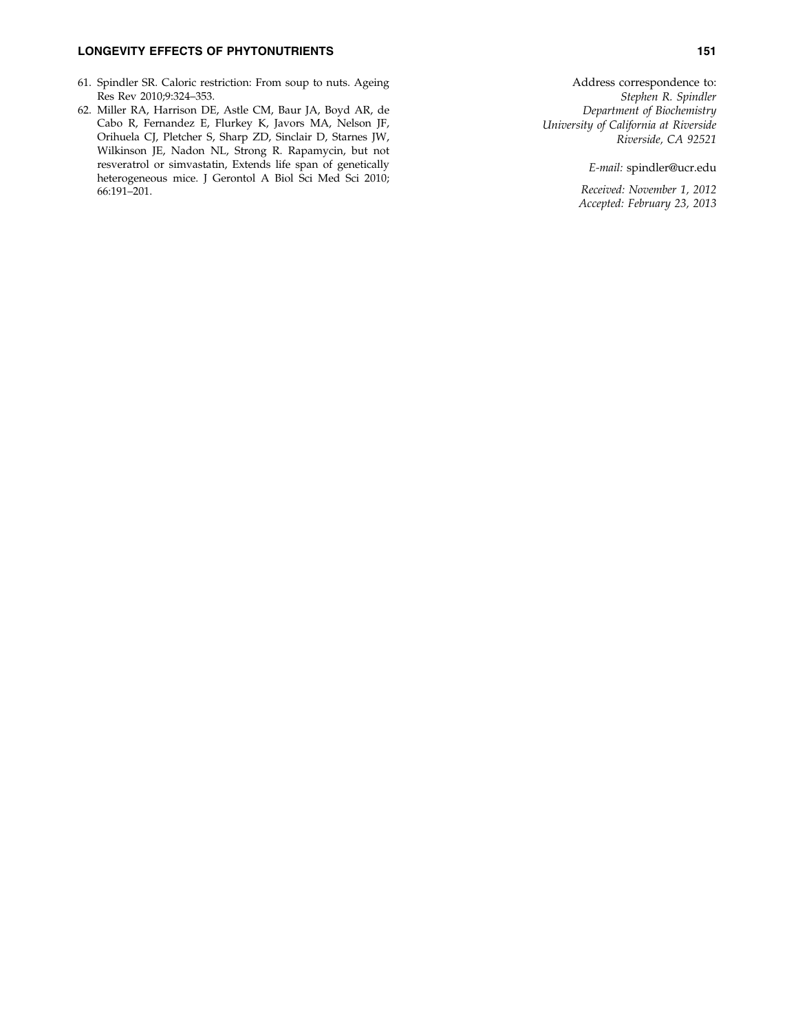61. Spindler SR. Caloric restriction: From soup to nuts. Ageing Res Rev 2010;9:324–353.
62. Miller RA, Harrison DE, Astle CM, Baur JA, Boyd AR, de Cabo R, Fernandez E, Flurkey K, Javors MA, Nelson JF, Orihuela CJ, Pletcher S, Sharp ZD, Sinclair D, Starnes JW, Wilkinson JE, Nadon NL, Strong R. Rapamycin, but not resveratrol or simvastatin, Extends life span of genetically heterogeneous mice. J Gerontol A Biol Sci Med Sci 2010; 66:191–201.

Address correspondence to:
*Stephen R. Spindler*
*Department of Biochemistry*
*University of California at Riverside*
*Riverside, CA 92521*

*E-mail:* spindler@ucr.edu

*Received: November 1, 2012*
*Accepted: February 23, 2013*